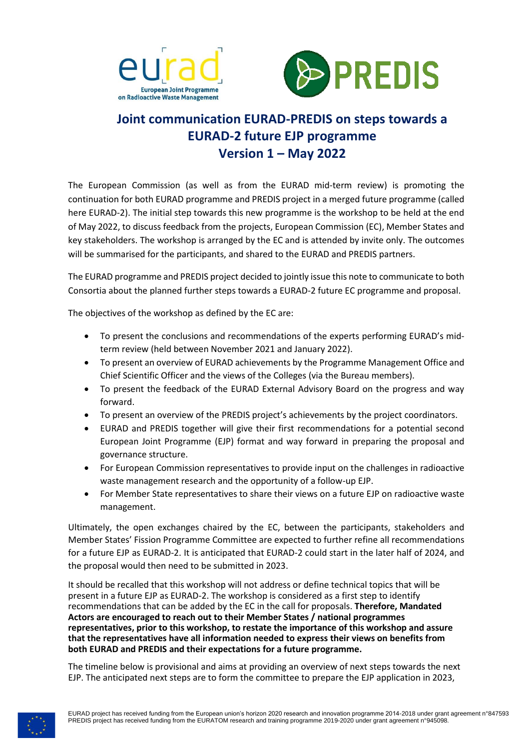# Joint communication EURAD-PREDIS on steps towards a EURAD-2 future EJP programme
## Version 1 – May 2022

The European Commission (as well as from the EURAD mid-term review) is promoting the continuation for both EURAD programme and PREDIS project in a merged future programme (called here EURAD-2). The initial step towards this new programme is the workshop to be held at the end of May 2022, to discuss feedback from the projects, European Commission (EC), Member States and key stakeholders. The workshop is arranged by the EC and is attended by invite only. The outcomes will be summarised for the participants, and shared to the EURAD and PREDIS partners.

The EURAD programme and PREDIS project decided to jointly issue this note to communicate to both Consortia about the planned further steps towards a EURAD-2 future EC programme and proposal.

The objectives of the workshop as defined by the EC are:

- To present the conclusions and recommendations of the experts performing EURAD's mid-term review (held between November 2021 and January 2022).
- To present an overview of EURAD achievements by the Programme Management Office and Chief Scientific Officer and the views of the Colleges (via the Bureau members).
- To present the feedback of the EURAD External Advisory Board on the progress and way forward.
- To present an overview of the PREDIS project's achievements by the project coordinators.
- EURAD and PREDIS together will give their first recommendations for a potential second European Joint Programme (EJP) format and way forward in preparing the proposal and governance structure.
- For European Commission representatives to provide input on the challenges in radioactive waste management research and the opportunity of a follow-up EJP.
- For Member State representatives to share their views on a future EJP on radioactive waste management.

Ultimately, the open exchanges chaired by the EC, between the participants, stakeholders and Member States' Fission Programme Committee are expected to further refine all recommendations for a future EJP as EURAD-2. It is anticipated that EURAD-2 could start in the later half of 2024, and the proposal would then need to be submitted in 2023.

It should be recalled that this workshop will not address or define technical topics that will be present in a future EJP as EURAD-2. The workshop is considered as a first step to identify recommendations that can be added by the EC in the call for proposals. **Therefore, Mandated Actors are encouraged to reach out to their Member States / national programmes representatives, prior to this workshop, to restate the importance of this workshop and assure that the representatives have all information needed to express their views on benefits from both EURAD and PREDIS and their expectations for a future programme.**

The timeline below is provisional and aims at providing an overview of next steps towards the next EJP. The anticipated next steps are to form the committee to prepare the EJP application in 2023,

EURAD project has received funding from the European union's horizon 2020 research and innovation programme 2014-2018 under grant agreement n°847593
PREDIS project has received funding from the EURATOM research and training programme 2019-2020 under grant agreement n°945098.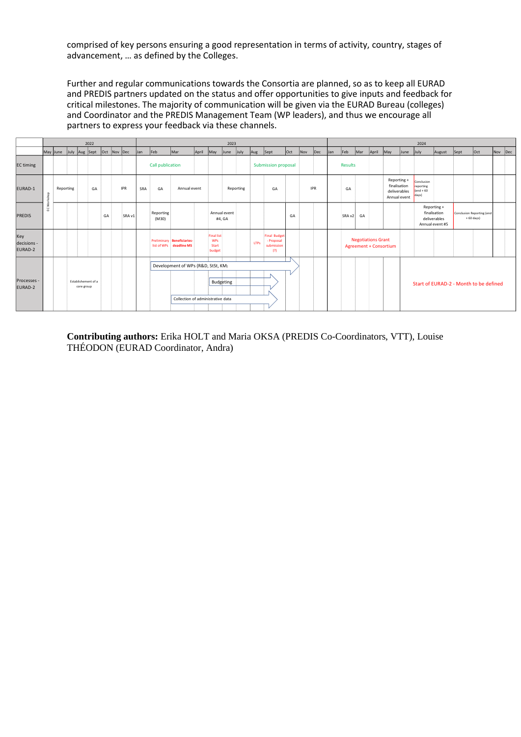comprised of key persons ensuring a good representation in terms of activity, country, stages of advancement, … as defined by the Colleges.

Further and regular communications towards the Consortia are planned, so as to keep all EURAD and PREDIS partners updated on the status and offer opportunities to give inputs and feedback for critical milestones. The majority of communication will be given via the EURAD Bureau (colleges) and Coordinator and the PREDIS Management Team (WP leaders), and thus we encourage all partners to express your feedback via these channels.

| | 2022 | | | | | | | | 2023 | | | | | | | | | | | | 2024 | | | | | | | | | | | |
|---|---|---|---|---|---|---|---|---|---|---|---|---|---|---|---|---|---|---|---|---|---|---|---|---|---|---|---|---|---|---|---|---|
| | May | June | July | Aug | Sept | Oct | Nov | Dec | Jan | Feb | Mar | April | May | June | July | Aug | Sept | Oct | Nov | Dec | Jan | Feb | Mar | April | May | June | July | August | Sept | Oct | Nov | Dec |
| EC timing | | | | | | | | | | Call publication | | | | | | | Submission proposal | | | | | Results | | | | | | | | | | |
| EURAD-1 | EC Workshop | Reporting | | | GA | | | IPR | SRA | GA | Annual event | | | | Reporting | | GA | | IPR | | | GA | | | Reporting + finalisation deliverables Annual event | | Conclusion reporting (end + 60 days) | | | | | |
| PREDIS | | | | | | GA | | SRA v1 | | Reporting (M30) | | | Annual event #4, GA | | | | | GA | | | | SRA v2 | GA | | | | Reporting + finalisation deliverables Annual event #5 | | Conclusion Reporting (end + 60 days) | | | |
| Key decisions - EURAD-2 | | | | | | | | | | Preliminary list of WPs | Beneficiaries-deadline MS | | Final list WPs Start budget | | | LTPs | Final Budget - Proposal submission (?) | | | | | Negotiations Grant Agreement + Consortium | | | | | | | | | | |
| Processes - EURAD-2 | | | Establishement of a core group | | | | | | | Development of WPs (R&D, StSt, KM) | Collection of administrative data | | Budgeting | | | | | | | | | | | | | Start of EURAD-2 - Month to be defined | | | | | | |

**Contributing authors:** Erika HOLT and Maria OKSA (PREDIS Co-Coordinators, VTT), Louise THÉODON (EURAD Coordinator, Andra)